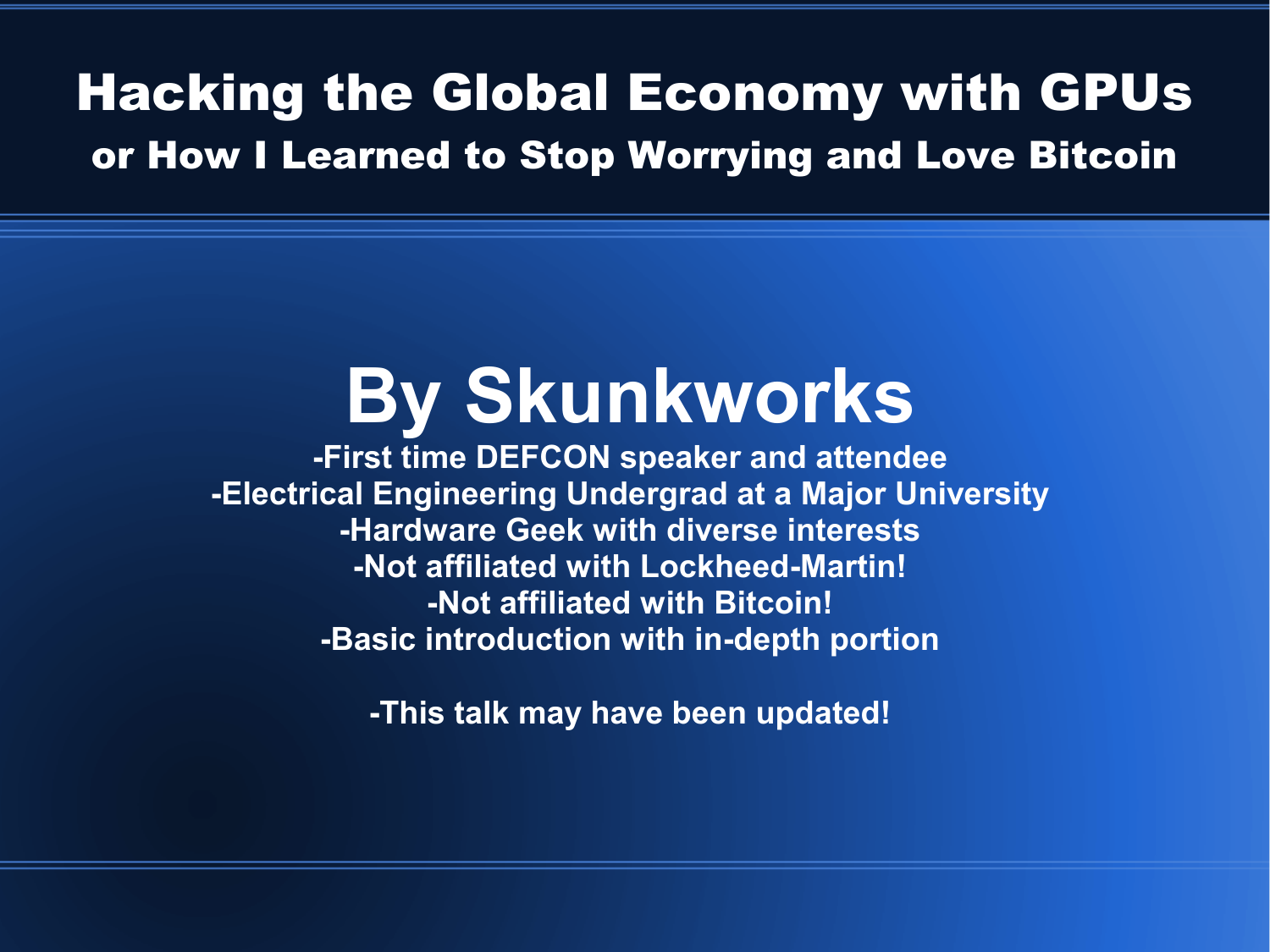# Hacking the Global Economy with GPUs

## or How I Learned to Stop Worrying and Love Bitcoin

## By Skunkworks

-First time DEFCON speaker and attendee
-Electrical Engineering Undergrad at a Major University
-Hardware Geek with diverse interests
-Not affiliated with Lockheed-Martin!
-Not affiliated with Bitcoin!
-Basic introduction with in-depth portion

-This talk may have been updated!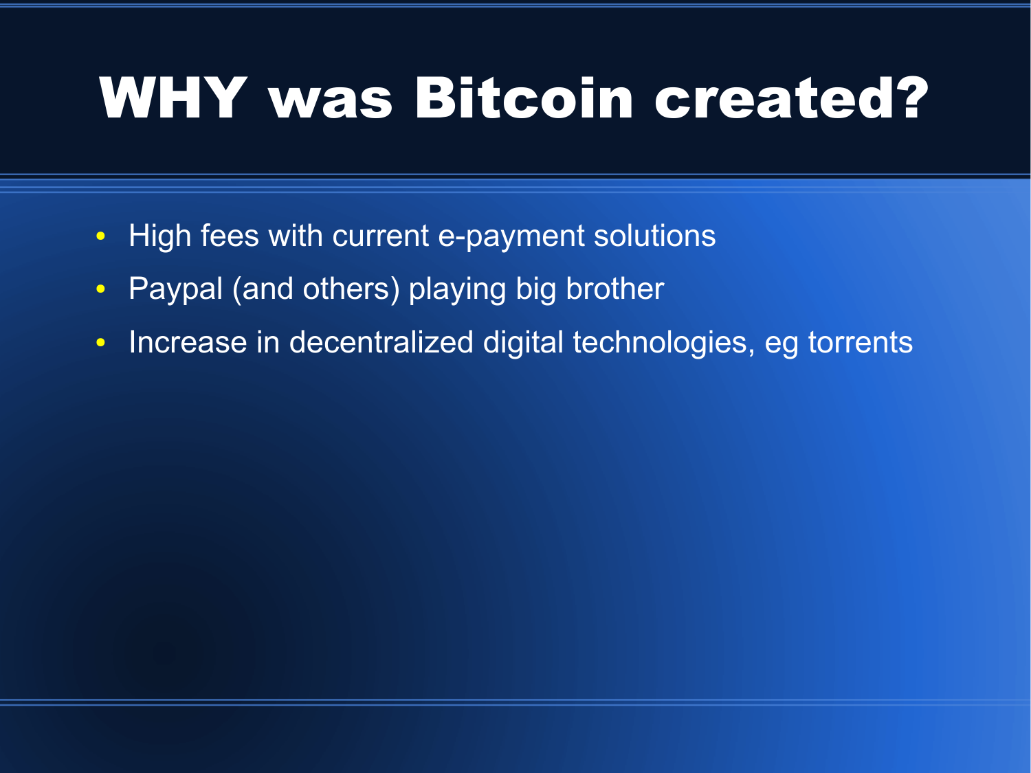# WHY was Bitcoin created?

- High fees with current e-payment solutions
- Paypal (and others) playing big brother
- Increase in decentralized digital technologies, eg torrents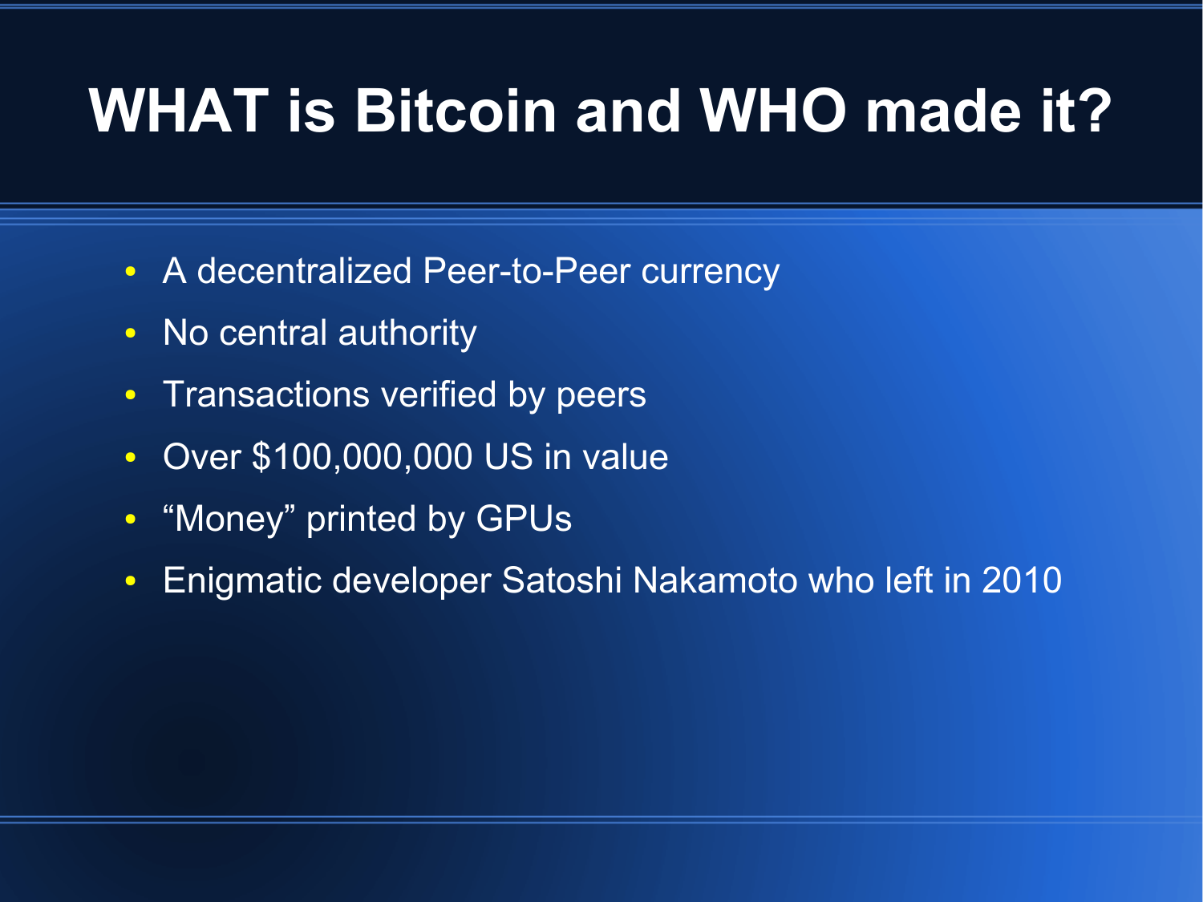# WHAT is Bitcoin and WHO made it?

- A decentralized Peer-to-Peer currency
- No central authority
- Transactions verified by peers
- Over $100,000,000 US in value
- “Money” printed by GPUs
- Enigmatic developer Satoshi Nakamoto who left in 2010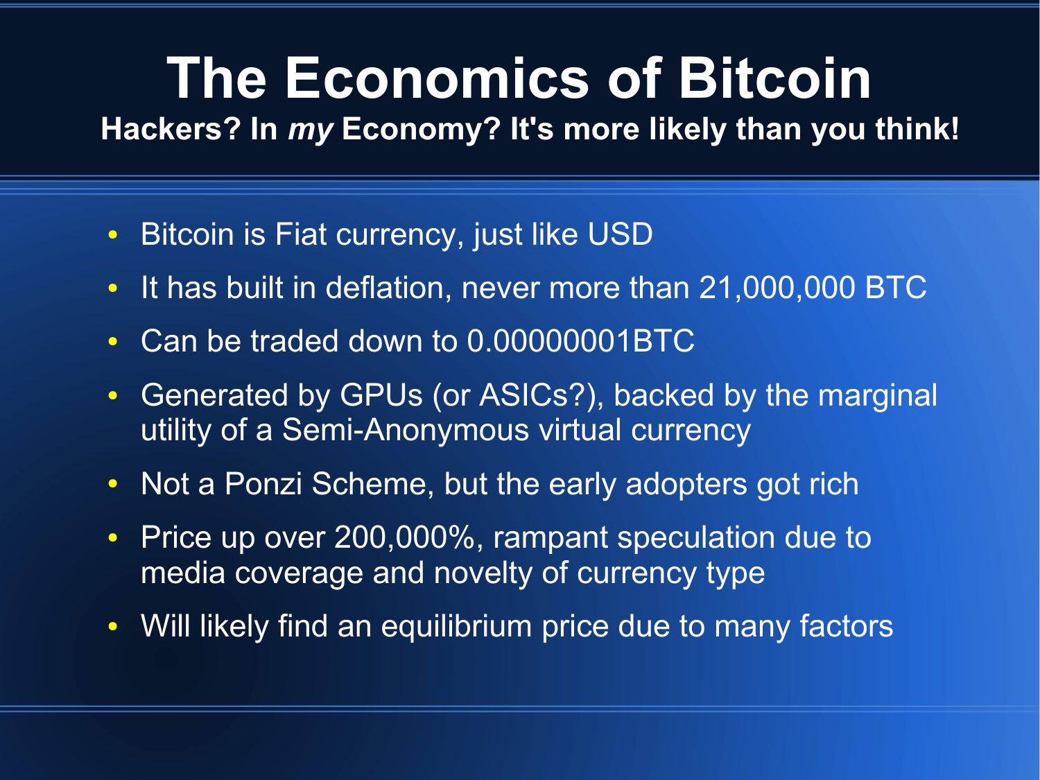# The Economics of Bitcoin

**Hackers? In *my* Economy? It's more likely than you think!**

- Bitcoin is Fiat currency, just like USD
- It has built in deflation, never more than 21,000,000 BTC
- Can be traded down to 0.00000001BTC
- Generated by GPUs (or ASICs?), backed by the marginal utility of a Semi-Anonymous virtual currency
- Not a Ponzi Scheme, but the early adopters got rich
- Price up over 200,000%, rampant speculation due to media coverage and novelty of currency type
- Will likely find an equilibrium price due to many factors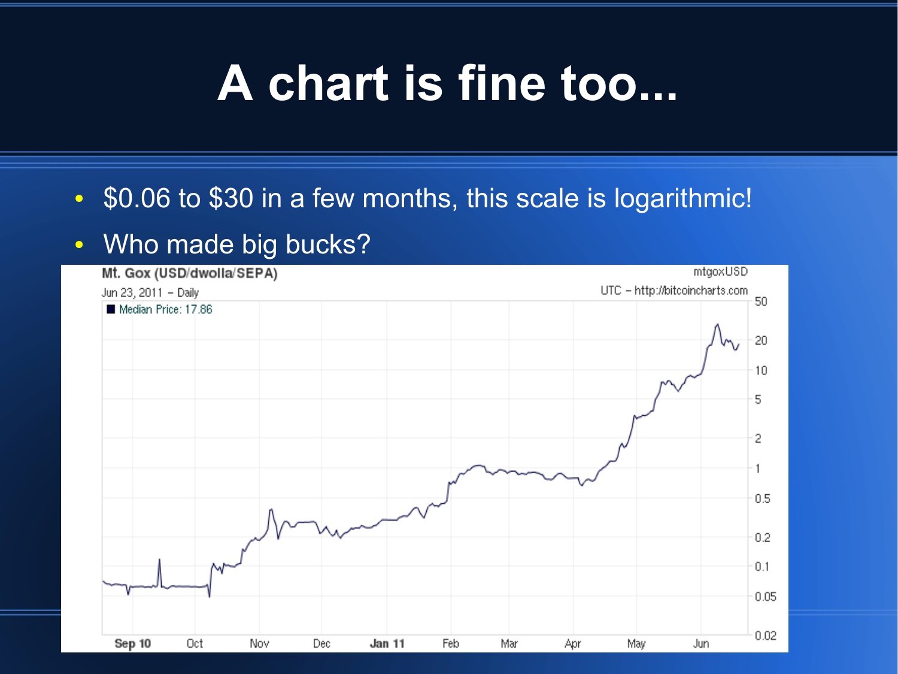# A chart is fine too...

- $0.06 to $30 in a few months, this scale is logarithmic!
- Who made big bucks?

Mt. Gox (USD/dwolla/SEPA)

Jun 23, 2011 – Daily

Median Price: 17.86

mtgoxUSD

UTC – http://bitcoincharts.com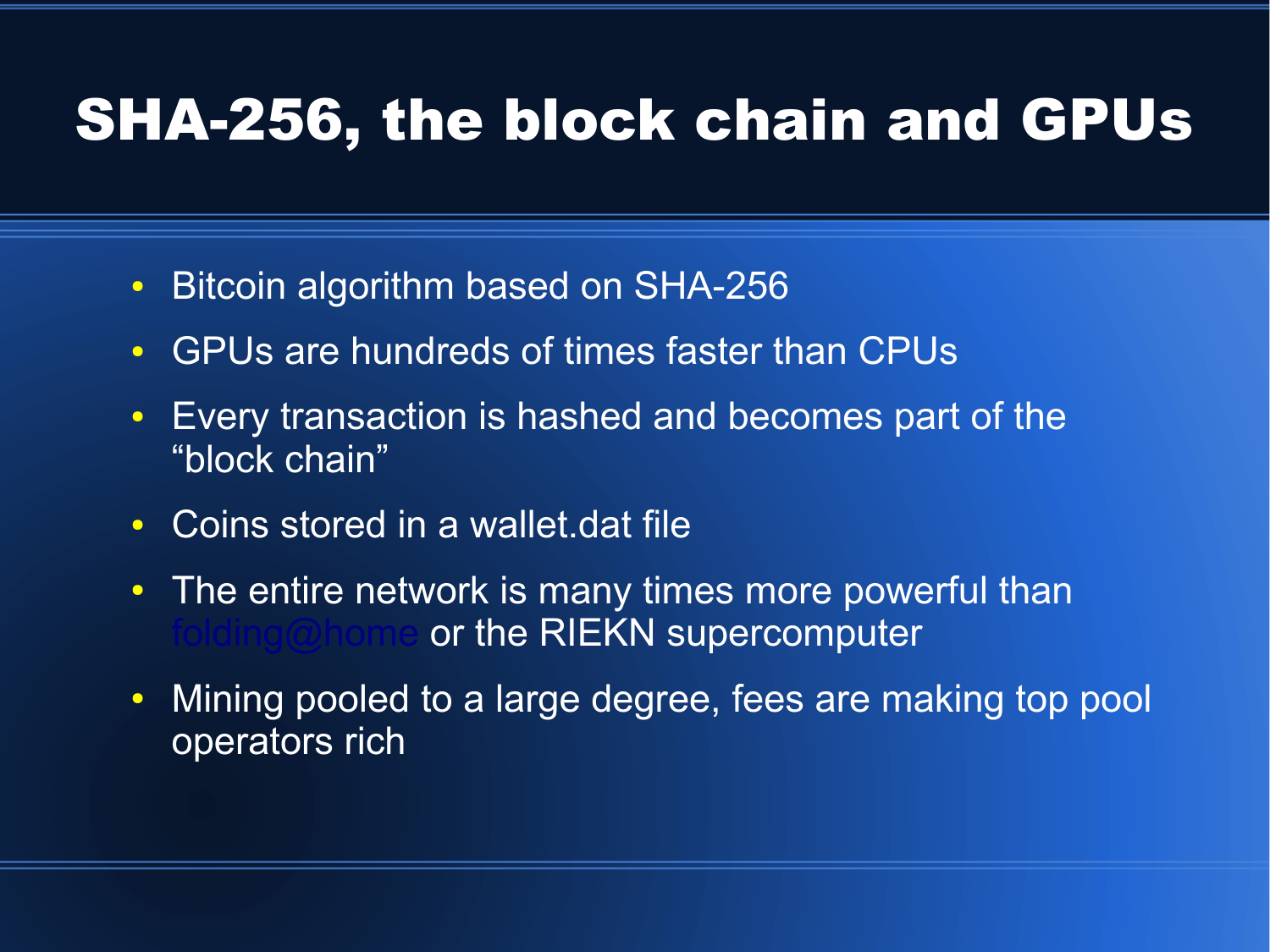# SHA-256, the block chain and GPUs

- Bitcoin algorithm based on SHA-256
- GPUs are hundreds of times faster than CPUs
- Every transaction is hashed and becomes part of the "block chain"
- Coins stored in a wallet.dat file
- The entire network is many times more powerful than folding@home or the RIEKN supercomputer
- Mining pooled to a large degree, fees are making top pool operators rich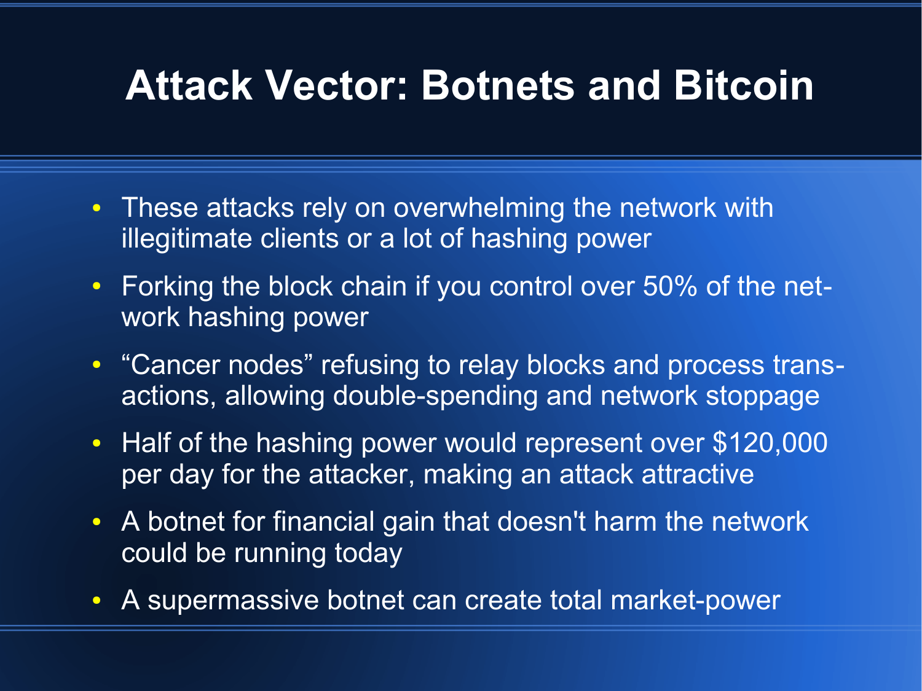# Attack Vector: Botnets and Bitcoin

- These attacks rely on overwhelming the network with illegitimate clients or a lot of hashing power
- Forking the block chain if you control over 50% of the network hashing power
- “Cancer nodes” refusing to relay blocks and process transactions, allowing double-spending and network stoppage
- Half of the hashing power would represent over $120,000 per day for the attacker, making an attack attractive
- A botnet for financial gain that doesn't harm the network could be running today
- A supermassive botnet can create total market-power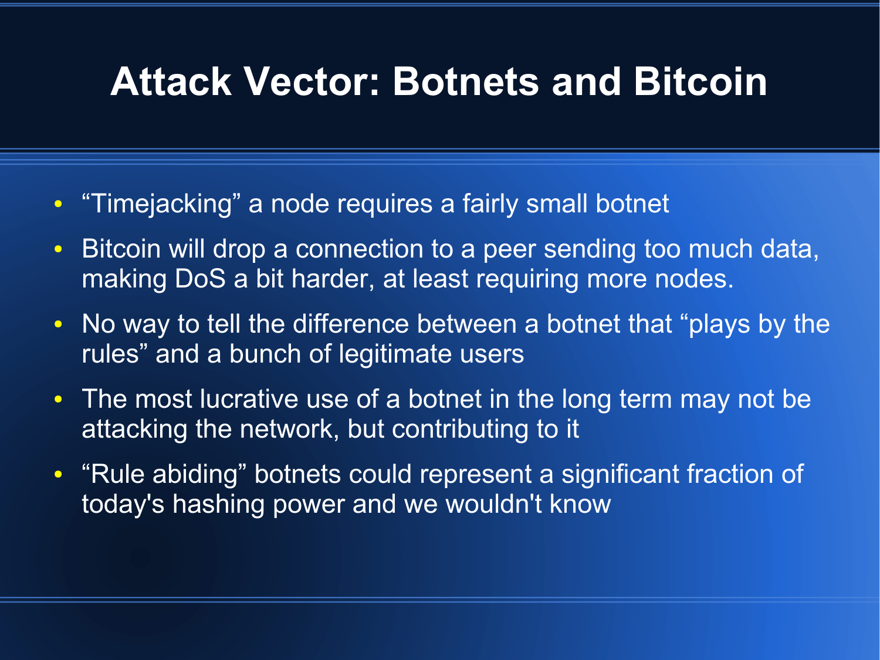# Attack Vector: Botnets and Bitcoin

- “Timejacking” a node requires a fairly small botnet
- Bitcoin will drop a connection to a peer sending too much data, making DoS a bit harder, at least requiring more nodes.
- No way to tell the difference between a botnet that “plays by the rules” and a bunch of legitimate users
- The most lucrative use of a botnet in the long term may not be attacking the network, but contributing to it
- “Rule abiding” botnets could represent a significant fraction of today's hashing power and we wouldn't know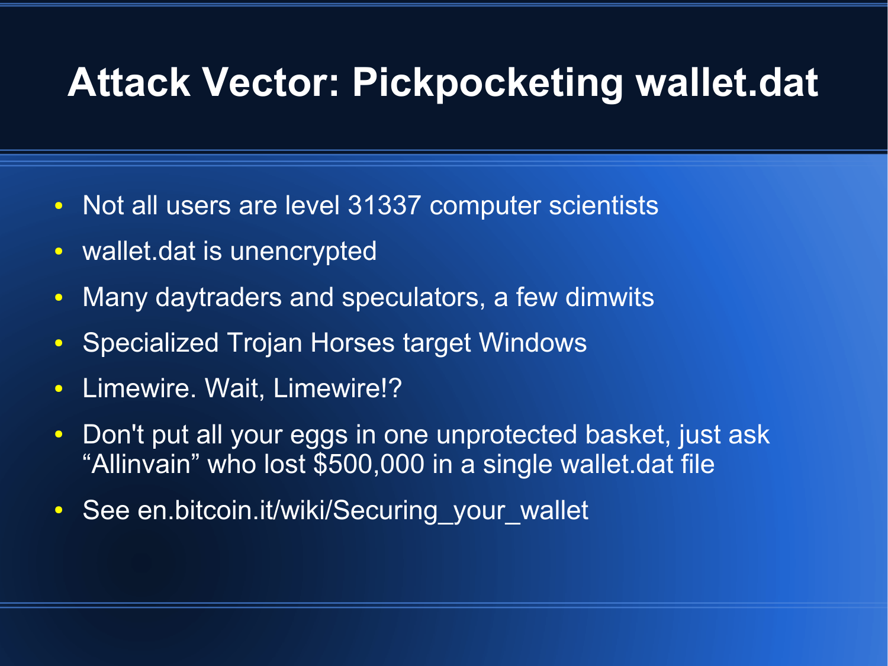# Attack Vector: Pickpocketing wallet.dat

- Not all users are level 31337 computer scientists
- wallet.dat is unencrypted
- Many daytraders and speculators, a few dimwits
- Specialized Trojan Horses target Windows
- Limewire. Wait, Limewire!?
- Don't put all your eggs in one unprotected basket, just ask “Allinvain” who lost $500,000 in a single wallet.dat file
- See en.bitcoin.it/wiki/Securing_your_wallet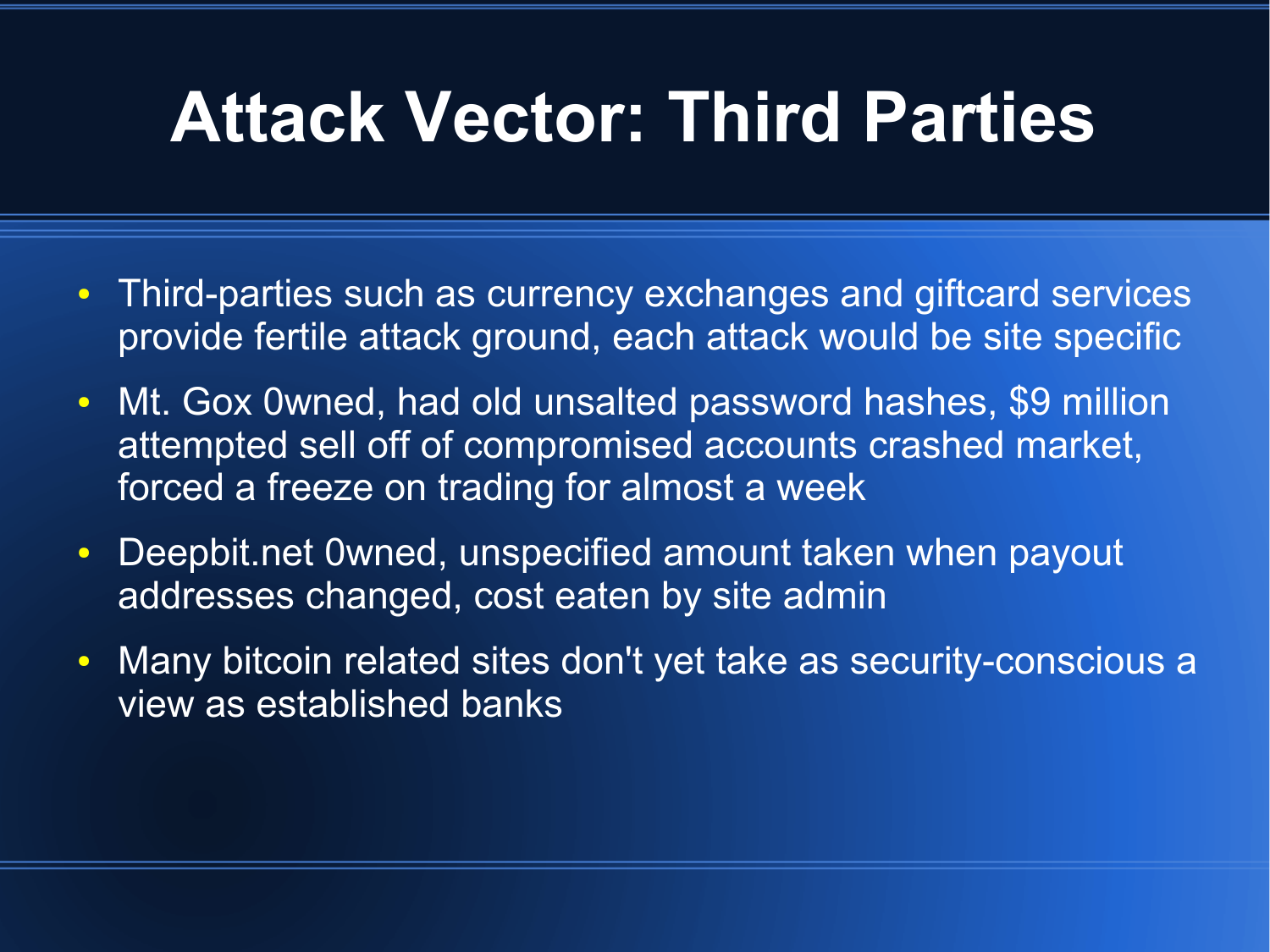# Attack Vector: Third Parties

- Third-parties such as currency exchanges and giftcard services provide fertile attack ground, each attack would be site specific
- Mt. Gox 0wned, had old unsalted password hashes, $9 million attempted sell off of compromised accounts crashed market, forced a freeze on trading for almost a week
- Deepbit.net 0wned, unspecified amount taken when payout addresses changed, cost eaten by site admin
- Many bitcoin related sites don't yet take as security-conscious a view as established banks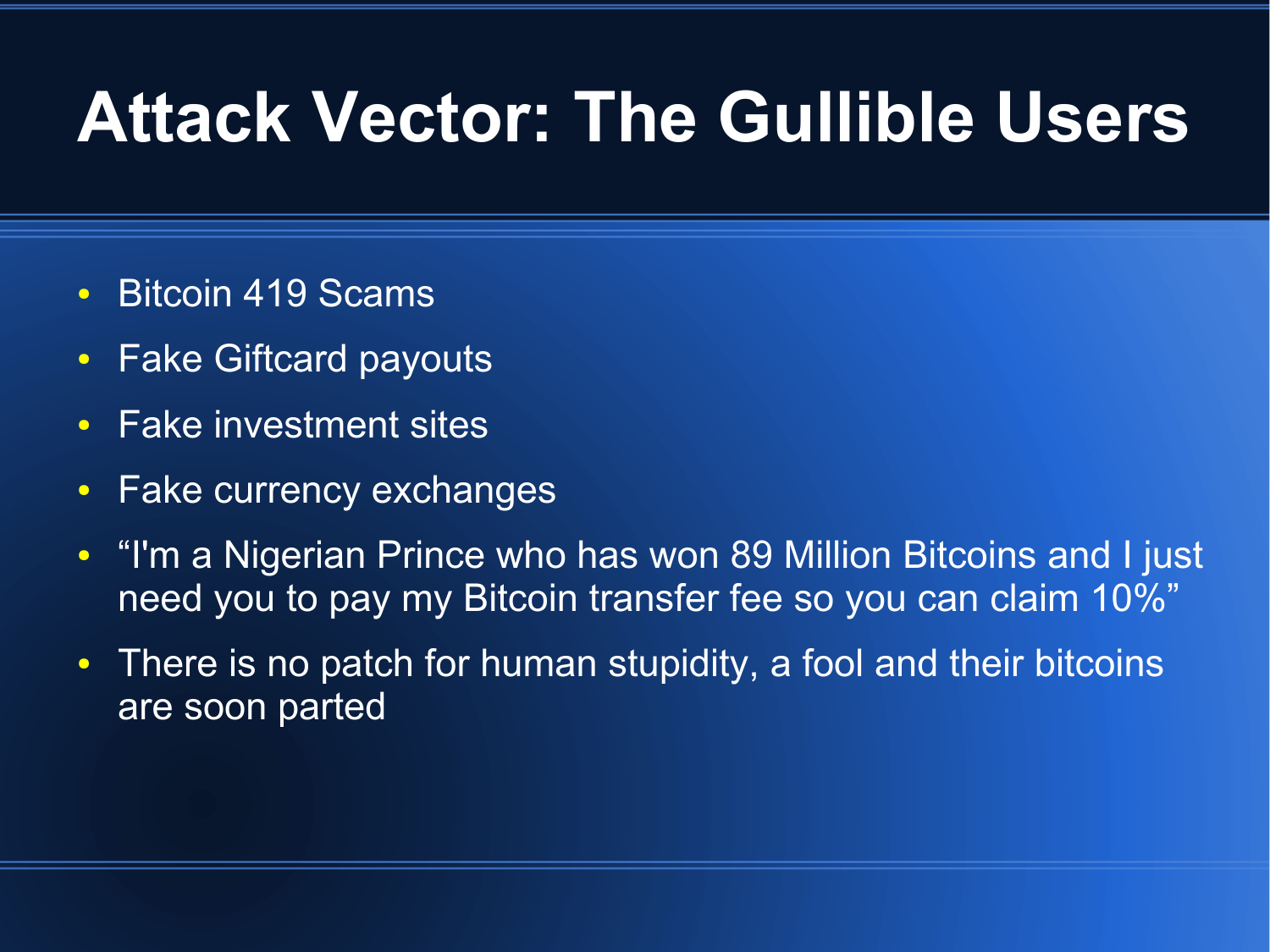# Attack Vector: The Gullible Users

- Bitcoin 419 Scams
- Fake Giftcard payouts
- Fake investment sites
- Fake currency exchanges
- “I'm a Nigerian Prince who has won 89 Million Bitcoins and I just need you to pay my Bitcoin transfer fee so you can claim 10%”
- There is no patch for human stupidity, a fool and their bitcoins are soon parted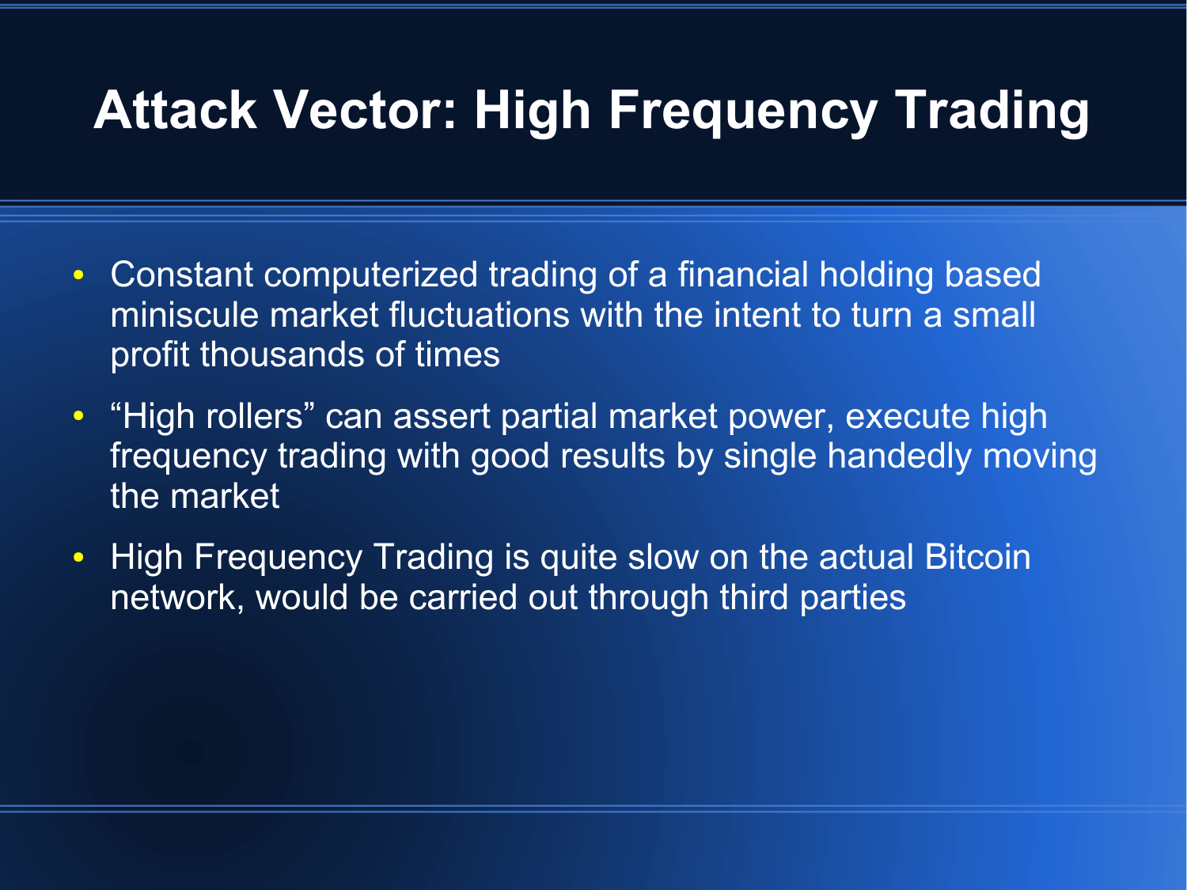# Attack Vector: High Frequency Trading

- Constant computerized trading of a financial holding based miniscule market fluctuations with the intent to turn a small profit thousands of times
- “High rollers” can assert partial market power, execute high frequency trading with good results by single handedly moving the market
- High Frequency Trading is quite slow on the actual Bitcoin network, would be carried out through third parties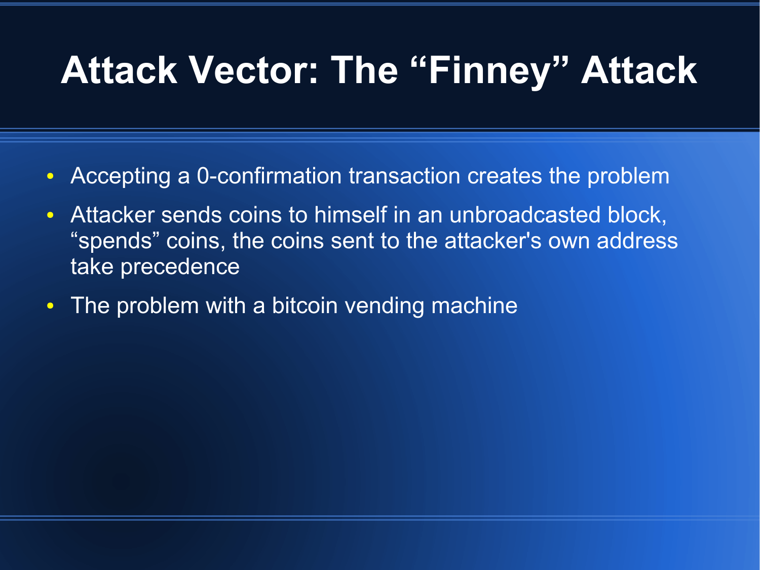# Attack Vector: The “Finney” Attack

- Accepting a 0-confirmation transaction creates the problem
- Attacker sends coins to himself in an unbroadcasted block, “spends” coins, the coins sent to the attacker's own address take precedence
- The problem with a bitcoin vending machine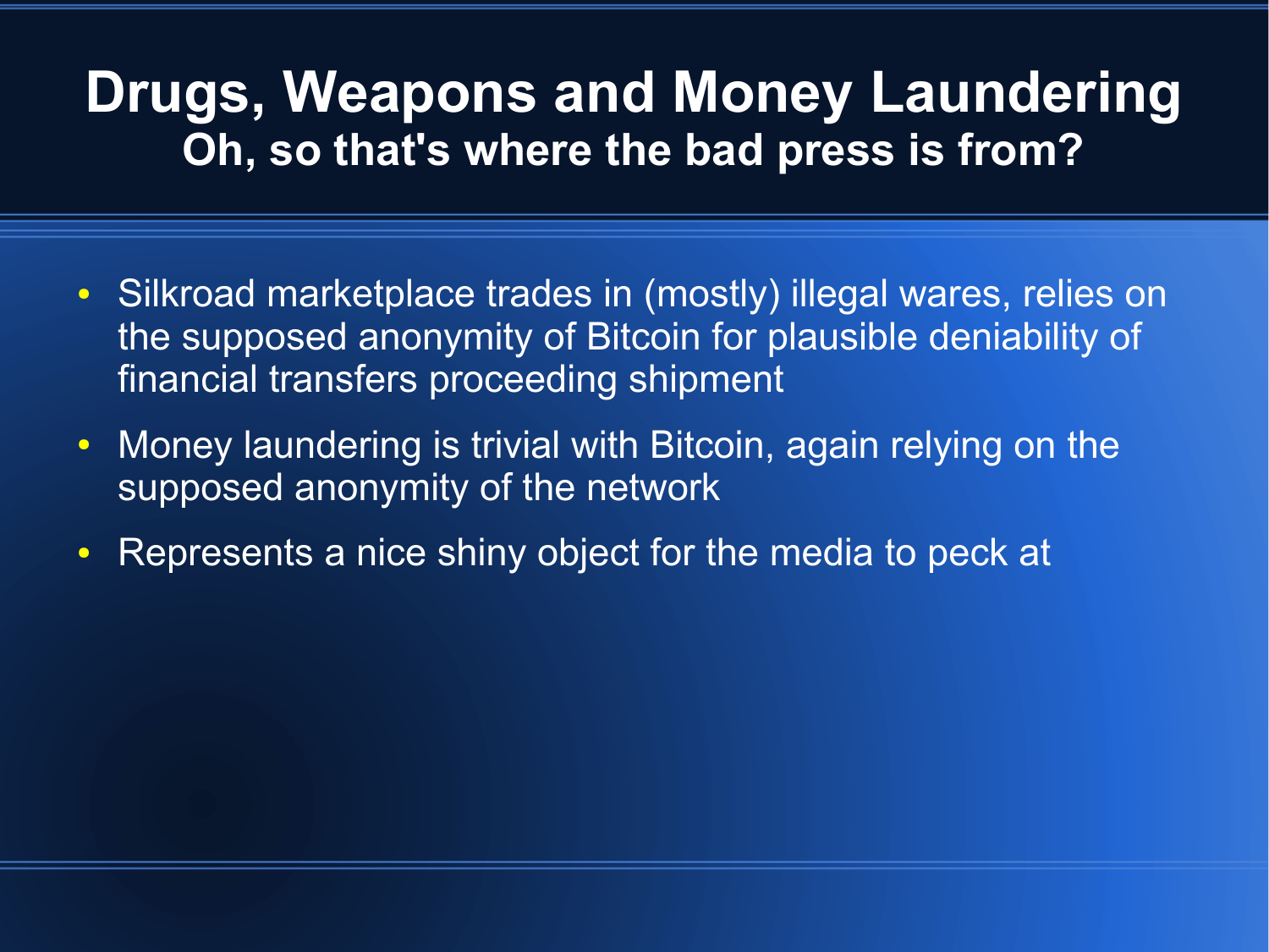# Drugs, Weapons and Money Laundering

## Oh, so that's where the bad press is from?

- Silkroad marketplace trades in (mostly) illegal wares, relies on the supposed anonymity of Bitcoin for plausible deniability of financial transfers proceeding shipment
- Money laundering is trivial with Bitcoin, again relying on the supposed anonymity of the network
- Represents a nice shiny object for the media to peck at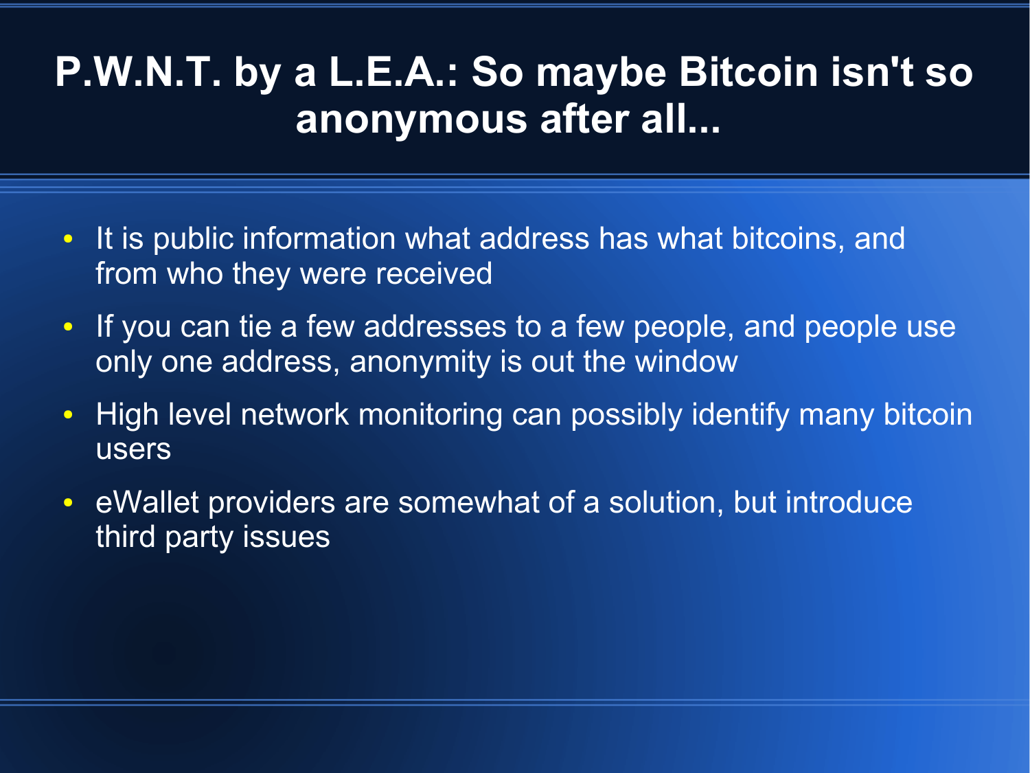# P.W.N.T. by a L.E.A.: So maybe Bitcoin isn't so anonymous after all...

- It is public information what address has what bitcoins, and from who they were received
- If you can tie a few addresses to a few people, and people use only one address, anonymity is out the window
- High level network monitoring can possibly identify many bitcoin users
- eWallet providers are somewhat of a solution, but introduce third party issues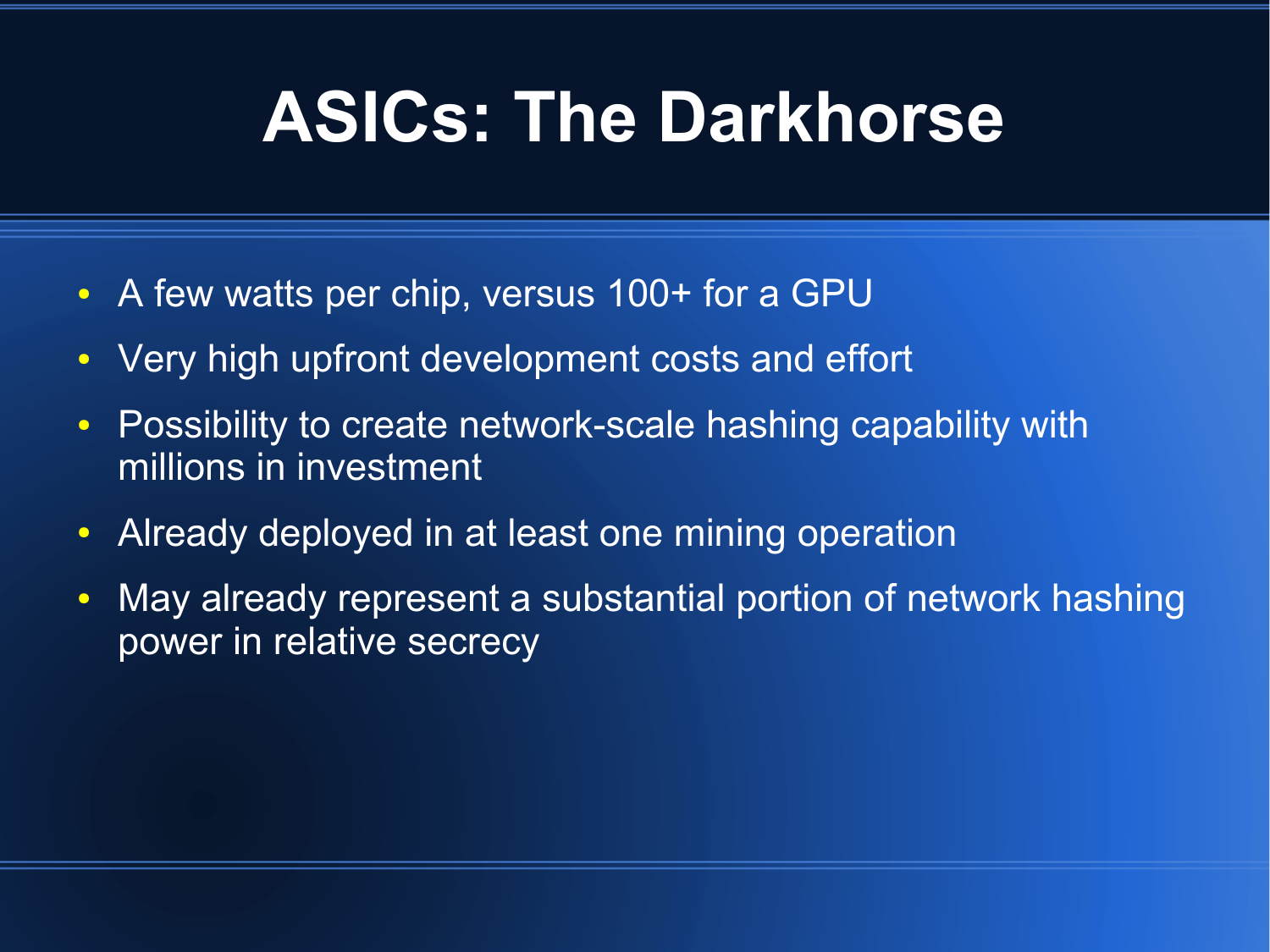# ASICs: The Darkhorse

- A few watts per chip, versus 100+ for a GPU
- Very high upfront development costs and effort
- Possibility to create network-scale hashing capability with millions in investment
- Already deployed in at least one mining operation
- May already represent a substantial portion of network hashing power in relative secrecy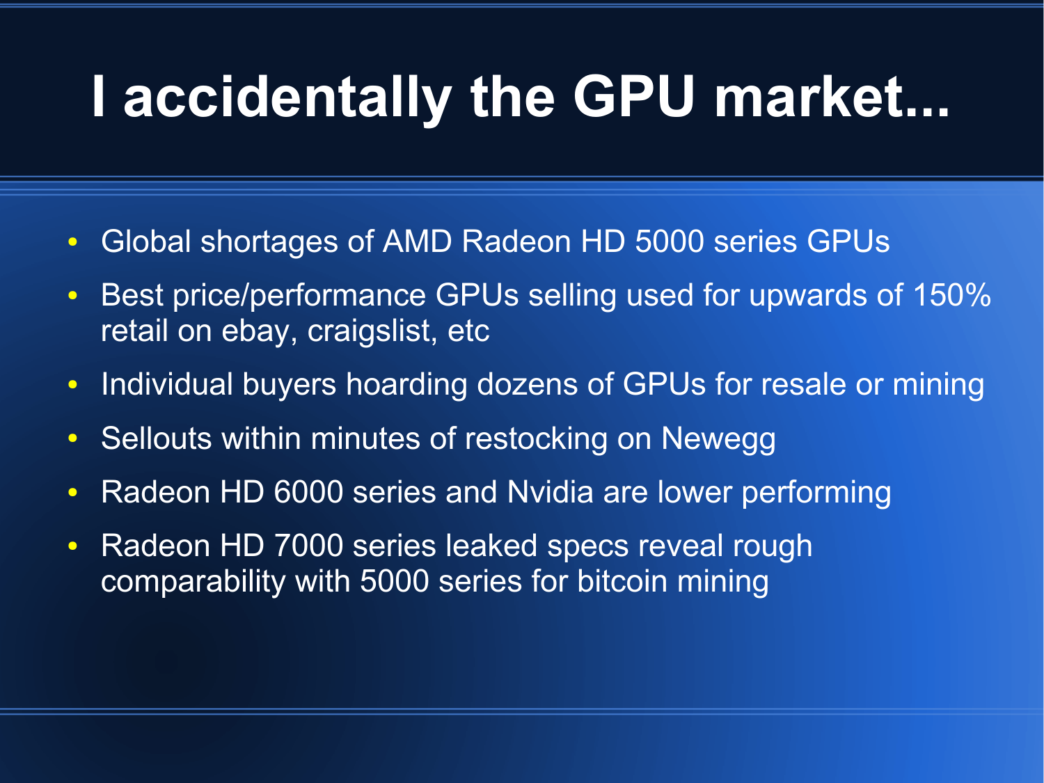# I accidentally the GPU market...

- Global shortages of AMD Radeon HD 5000 series GPUs
- Best price/performance GPUs selling used for upwards of 150% retail on ebay, craigslist, etc
- Individual buyers hoarding dozens of GPUs for resale or mining
- Sellouts within minutes of restocking on Newegg
- Radeon HD 6000 series and Nvidia are lower performing
- Radeon HD 7000 series leaked specs reveal rough comparability with 5000 series for bitcoin mining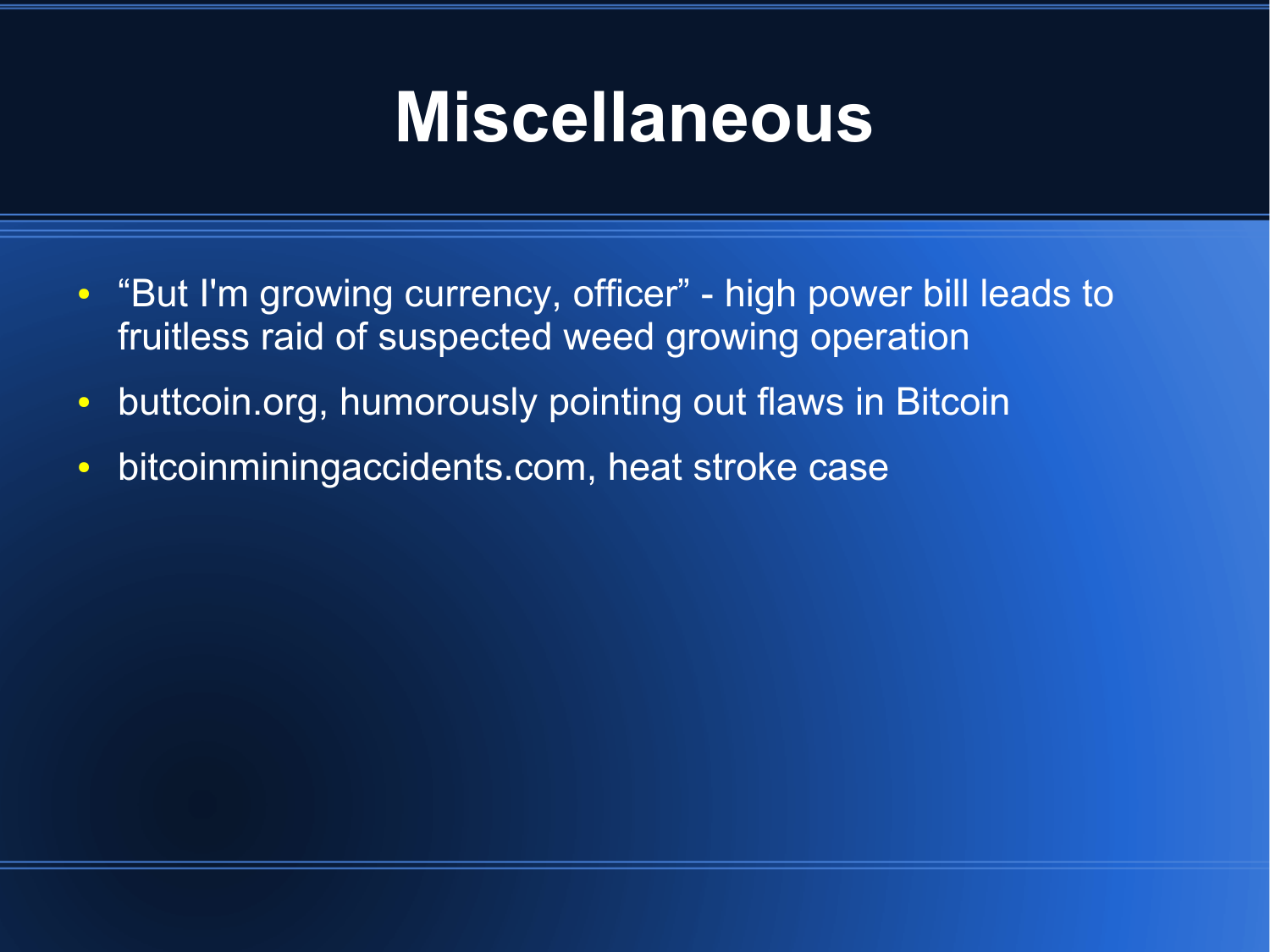# Miscellaneous

- “But I'm growing currency, officer” - high power bill leads to fruitless raid of suspected weed growing operation
- buttcoin.org, humorously pointing out flaws in Bitcoin
- bitcoinminingaccidents.com, heat stroke case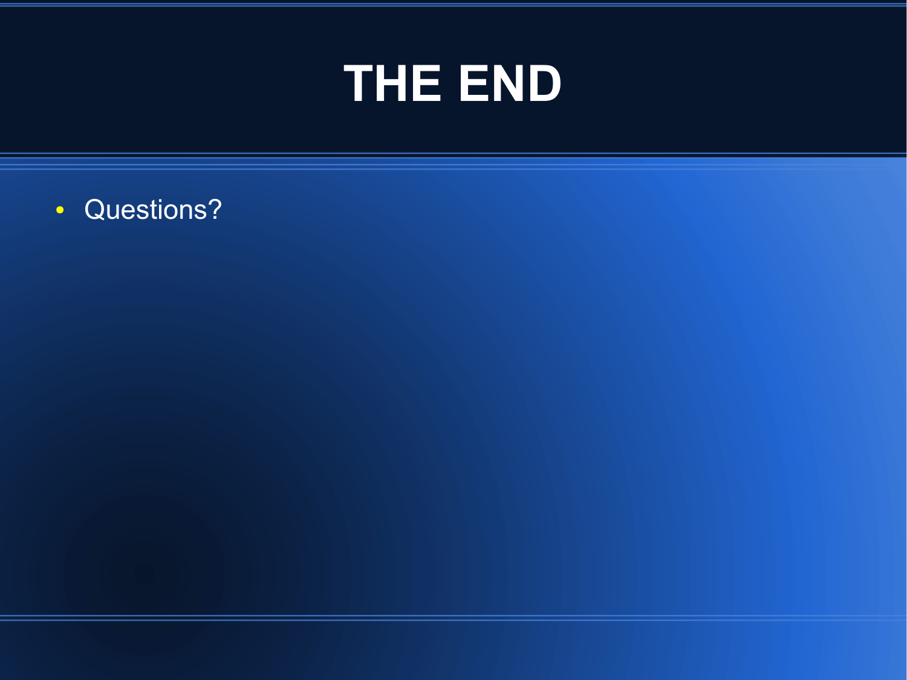# THE END

- Questions?